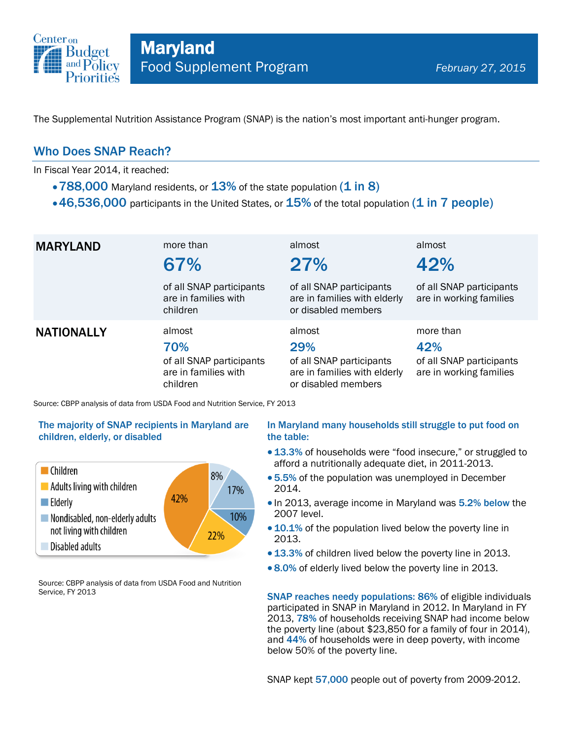# Maryland

## Food Supplement Program

*February 27, 2015*

The Supplemental Nutrition Assistance Program (SNAP) is the nation's most important anti-hunger program.

## Who Does SNAP Reach?

In Fiscal Year 2014, it reached:

- **788,000** Maryland residents, or **13%** of the state population **(1 in 8)**
- **46,536,000** participants in the United States, or **15%** of the total population **(1 in 7 people)**

| | | | |
|---|---|---|---|
| **MARYLAND** | more than **67%** of all SNAP participants are in families with children | almost **27%** of all SNAP participants are in families with elderly or disabled members | almost **42%** of all SNAP participants are in working families |
| **NATIONALLY** | almost **70%** of all SNAP participants are in families with children | almost **29%** of all SNAP participants are in families with elderly or disabled members | more than **42%** of all SNAP participants are in working families |

Source: CBPP analysis of data from USDA Food and Nutrition Service, FY 2013

### The majority of SNAP recipients in Maryland are children, elderly, or disabled

| Category | Percent |
|---|---|
| Children | 42% |
| Adults living with children | 22% |
| Elderly | 10% |
| Nondisabled, non-elderly adults not living with children | 17% |
| Disabled adults | 8% |

Source: CBPP analysis of data from USDA Food and Nutrition Service, FY 2013

### In Maryland many households still struggle to put food on the table:

- **13.3%** of households were "food insecure," or struggled to afford a nutritionally adequate diet, in 2011-2013.
- **5.5%** of the population was unemployed in December 2014.
- In 2013, average income in Maryland was **5.2% below** the 2007 level.
- **10.1%** of the population lived below the poverty line in 2013.
- **13.3%** of children lived below the poverty line in 2013.
- **8.0%** of elderly lived below the poverty line in 2013.

**SNAP reaches needy populations: 86%** of eligible individuals participated in SNAP in Maryland in 2012. In Maryland in FY 2013, **78%** of households receiving SNAP had income below the poverty line (about $23,850 for a family of four in 2014), and **44%** of households were in deep poverty, with income below 50% of the poverty line.

SNAP kept **57,000** people out of poverty from 2009-2012.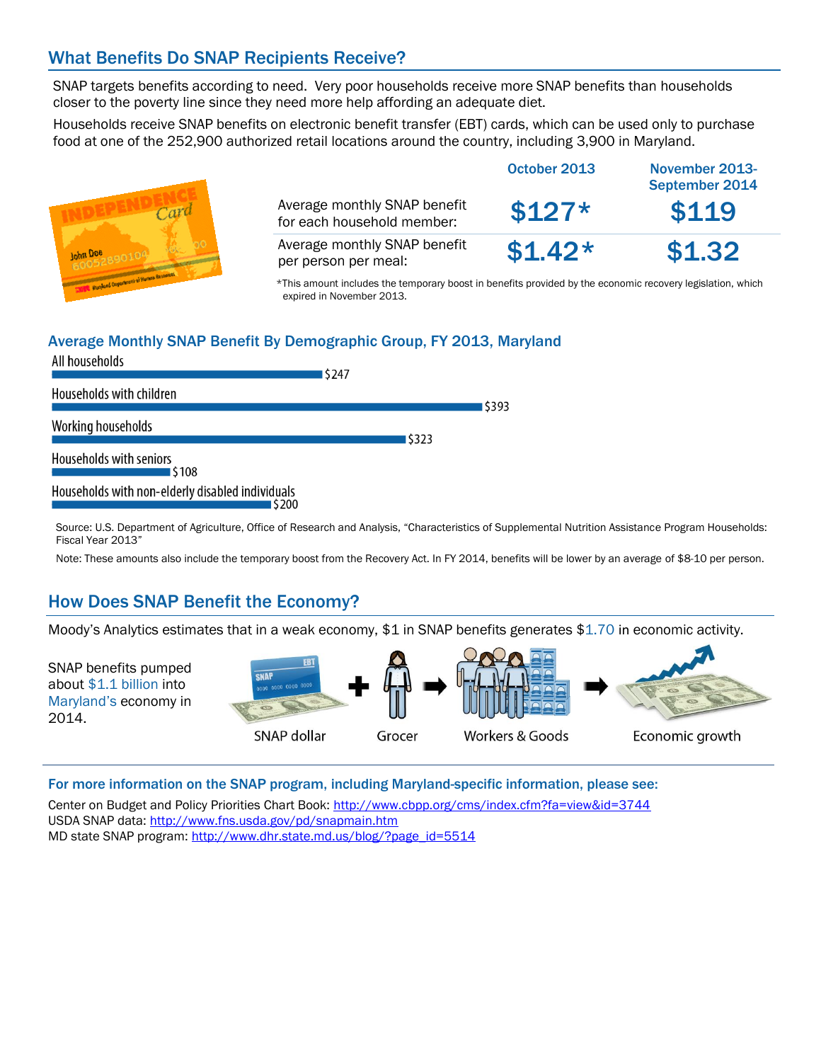## What Benefits Do SNAP Recipients Receive?

SNAP targets benefits according to need. Very poor households receive more SNAP benefits than households closer to the poverty line since they need more help affording an adequate diet.

Households receive SNAP benefits on electronic benefit transfer (EBT) cards, which can be used only to purchase food at one of the 252,900 authorized retail locations around the country, including 3,900 in Maryland.

| | October 2013 | November 2013-September 2014 |
|---|---|---|
| Average monthly SNAP benefit for each household member: | $127* | $119 |
| Average monthly SNAP benefit per person per meal: | $1.42* | $1.32 |

*This amount includes the temporary boost in benefits provided by the economic recovery legislation, which expired in November 2013.

### Average Monthly SNAP Benefit By Demographic Group, FY 2013, Maryland

All households
$247
Households with children
$393
Working households
$323
Households with seniors
$108
Households with non-elderly disabled individuals
$200

Source: U.S. Department of Agriculture, Office of Research and Analysis, "Characteristics of Supplemental Nutrition Assistance Program Households: Fiscal Year 2013"

Note: These amounts also include the temporary boost from the Recovery Act. In FY 2014, benefits will be lower by an average of $8-10 per person.

## How Does SNAP Benefit the Economy?

Moody's Analytics estimates that in a weak economy, $1 in SNAP benefits generates $1.70 in economic activity.

SNAP benefits pumped about $1.1 billion into Maryland's economy in 2014.

SNAP dollar + Grocer → Workers & Goods → Economic growth

**For more information on the SNAP program, including Maryland-specific information, please see:**

Center on Budget and Policy Priorities Chart Book: http://www.cbpp.org/cms/index.cfm?fa=view&id=3744
USDA SNAP data: http://www.fns.usda.gov/pd/snapmain.htm
MD state SNAP program: http://www.dhr.state.md.us/blog/?page_id=5514